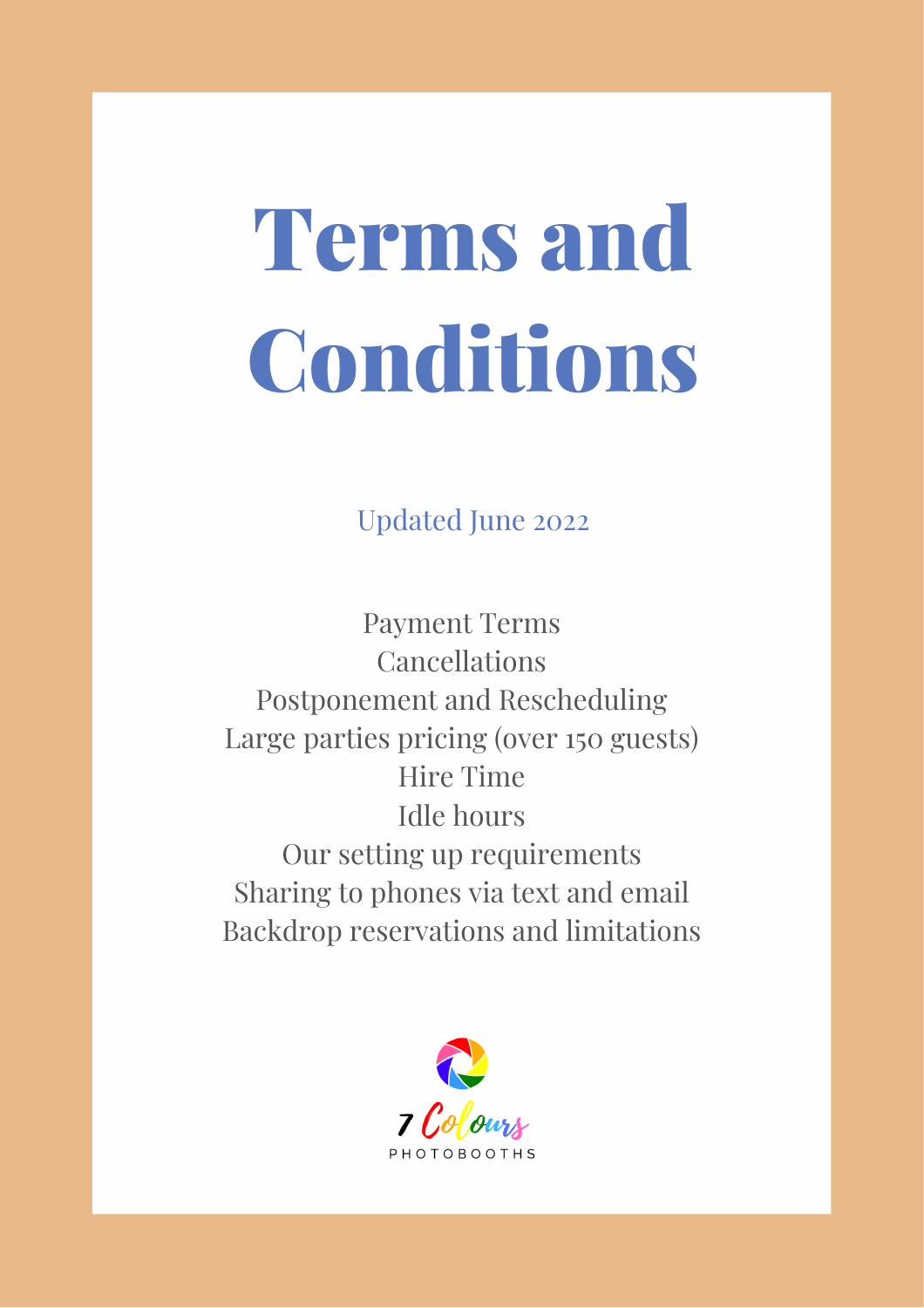# Terms and Conditions

Updated June 2022

Payment Terms
Cancellations
Postponement and Rescheduling
Large parties pricing (over 150 guests)
Hire Time
Idle hours
Our setting up requirements
Sharing to phones via text and email
Backdrop reservations and limitations

7 Colours
PHOTOBOOTHS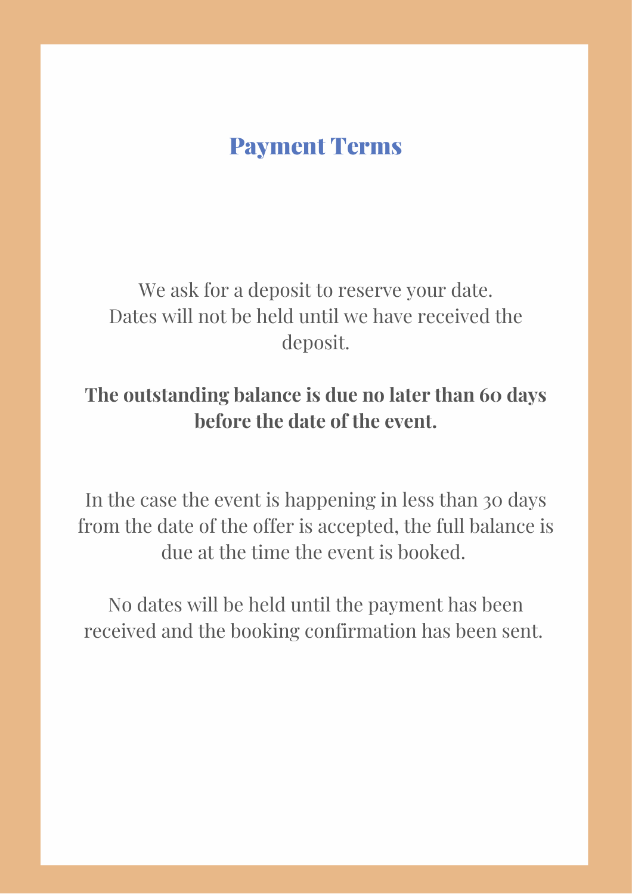# Payment Terms

We ask for a deposit to reserve your date.
Dates will not be held until we have received the deposit.

**The outstanding balance is due no later than 60 days before the date of the event.**

In the case the event is happening in less than 30 days from the date of the offer is accepted, the full balance is due at the time the event is booked.

No dates will be held until the payment has been received and the booking confirmation has been sent.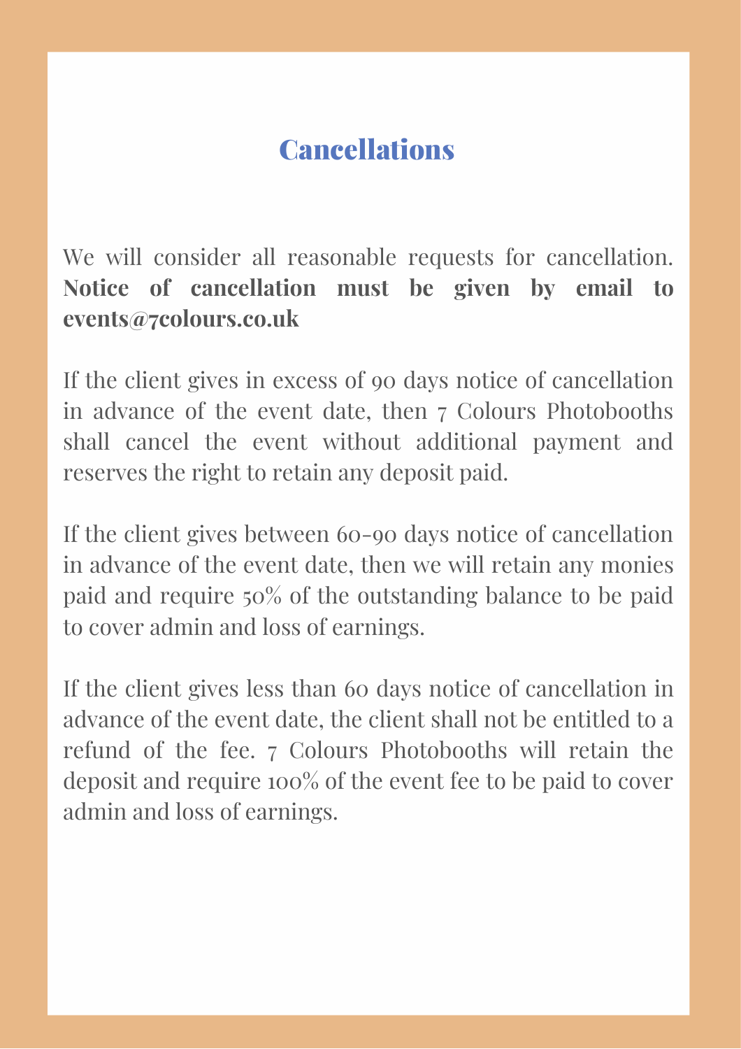# Cancellations

We will consider all reasonable requests for cancellation. **Notice of cancellation must be given by email to events@7colours.co.uk**

If the client gives in excess of 90 days notice of cancellation in advance of the event date, then 7 Colours Photobooths shall cancel the event without additional payment and reserves the right to retain any deposit paid.

If the client gives between 60-90 days notice of cancellation in advance of the event date, then we will retain any monies paid and require 50% of the outstanding balance to be paid to cover admin and loss of earnings.

If the client gives less than 60 days notice of cancellation in advance of the event date, the client shall not be entitled to a refund of the fee. 7 Colours Photobooths will retain the deposit and require 100% of the event fee to be paid to cover admin and loss of earnings.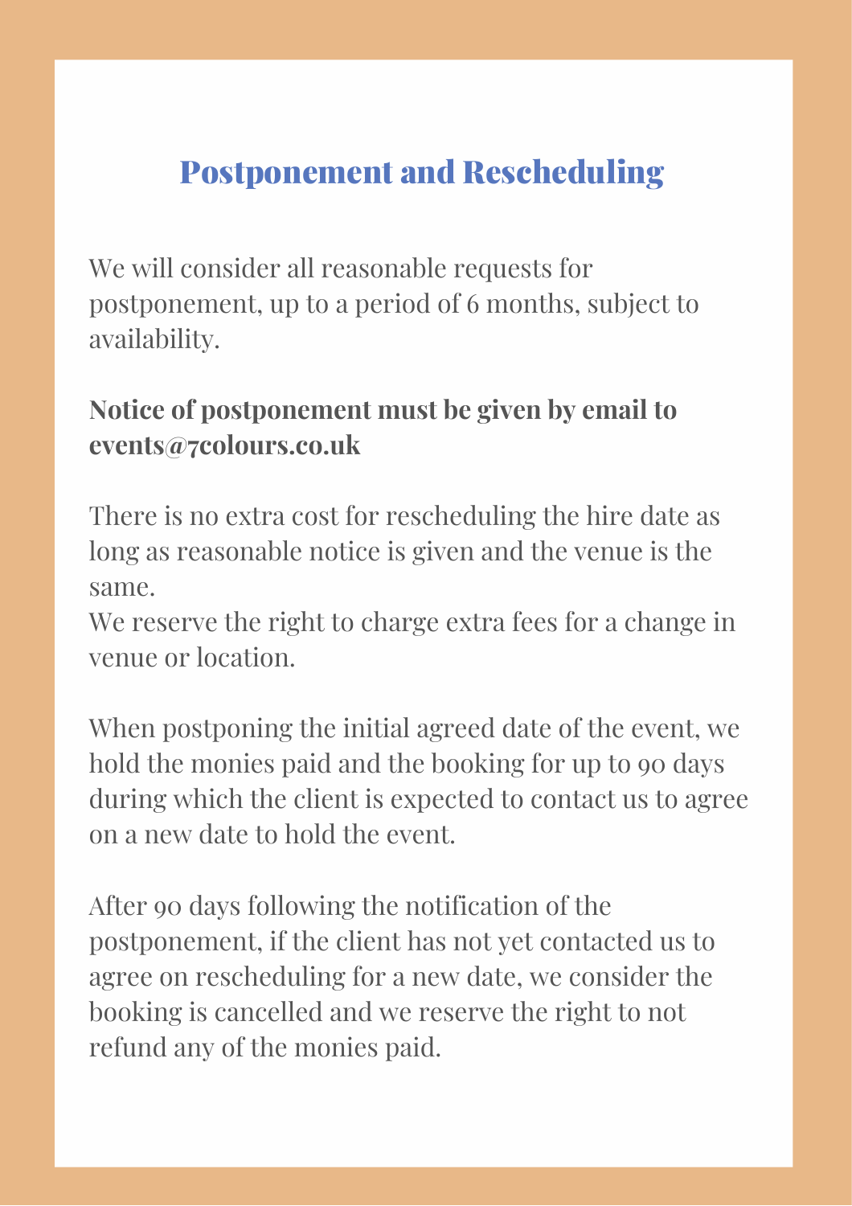## Postponement and Rescheduling

We will consider all reasonable requests for postponement, up to a period of 6 months, subject to availability.

**Notice of postponement must be given by email to events@7colours.co.uk**

There is no extra cost for rescheduling the hire date as long as reasonable notice is given and the venue is the same.
We reserve the right to charge extra fees for a change in venue or location.

When postponing the initial agreed date of the event, we hold the monies paid and the booking for up to 90 days during which the client is expected to contact us to agree on a new date to hold the event.

After 90 days following the notification of the postponement, if the client has not yet contacted us to agree on rescheduling for a new date, we consider the booking is cancelled and we reserve the right to not refund any of the monies paid.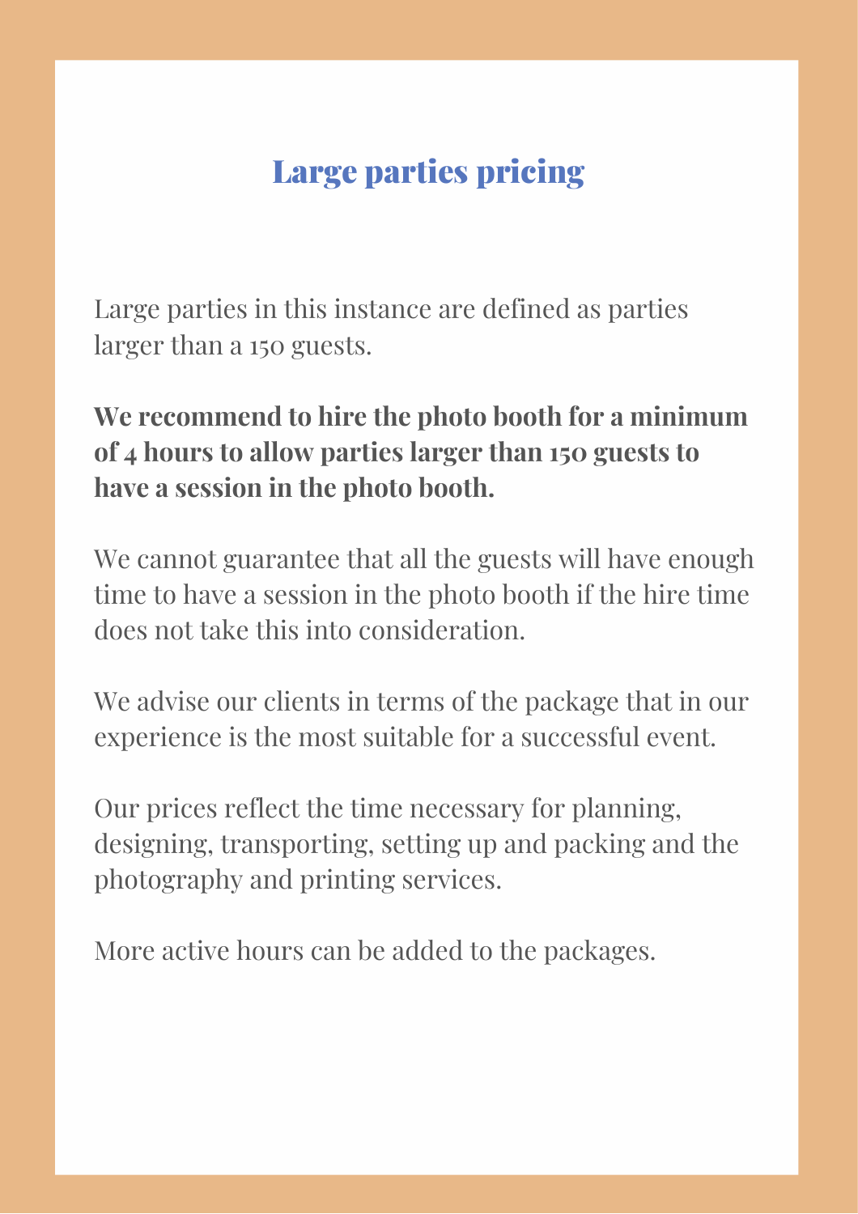# Large parties pricing

Large parties in this instance are defined as parties larger than a 150 guests.

**We recommend to hire the photo booth for a minimum of 4 hours to allow parties larger than 150 guests to have a session in the photo booth.**

We cannot guarantee that all the guests will have enough time to have a session in the photo booth if the hire time does not take this into consideration.

We advise our clients in terms of the package that in our experience is the most suitable for a successful event.

Our prices reflect the time necessary for planning, designing, transporting, setting up and packing and the photography and printing services.

More active hours can be added to the packages.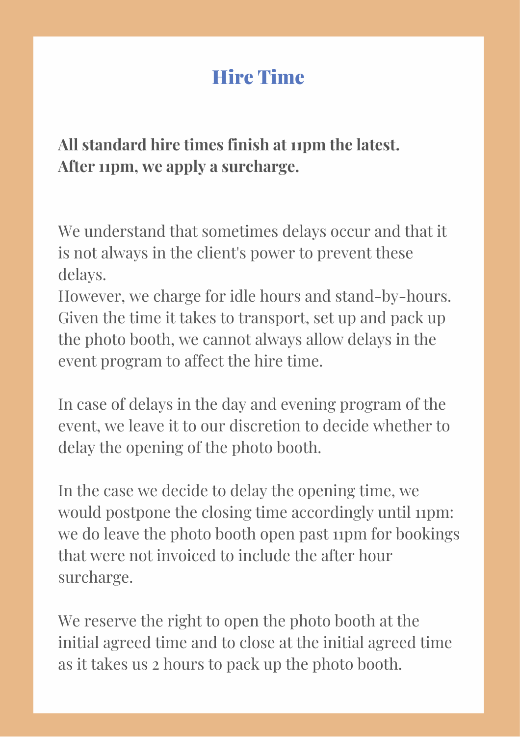# Hire Time

**All standard hire times finish at 11pm the latest. After 11pm, we apply a surcharge.**

We understand that sometimes delays occur and that it is not always in the client's power to prevent these delays.
However, we charge for idle hours and stand-by-hours. Given the time it takes to transport, set up and pack up the photo booth, we cannot always allow delays in the event program to affect the hire time.

In case of delays in the day and evening program of the event, we leave it to our discretion to decide whether to delay the opening of the photo booth.

In the case we decide to delay the opening time, we would postpone the closing time accordingly until 11pm: we do leave the photo booth open past 11pm for bookings that were not invoiced to include the after hour surcharge.

We reserve the right to open the photo booth at the initial agreed time and to close at the initial agreed time as it takes us 2 hours to pack up the photo booth.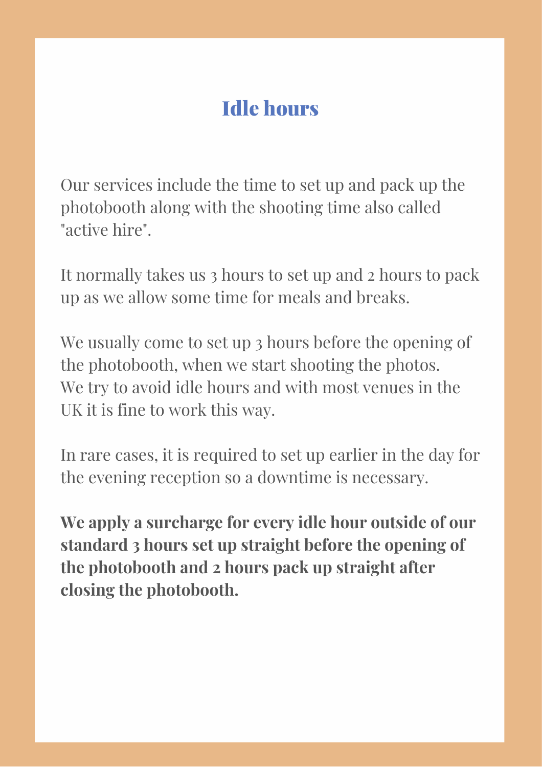# Idle hours

Our services include the time to set up and pack up the photobooth along with the shooting time also called "active hire".

It normally takes us 3 hours to set up and 2 hours to pack up as we allow some time for meals and breaks.

We usually come to set up 3 hours before the opening of the photobooth, when we start shooting the photos.
We try to avoid idle hours and with most venues in the UK it is fine to work this way.

In rare cases, it is required to set up earlier in the day for the evening reception so a downtime is necessary.

**We apply a surcharge for every idle hour outside of our standard 3 hours set up straight before the opening of the photobooth and 2 hours pack up straight after closing the photobooth.**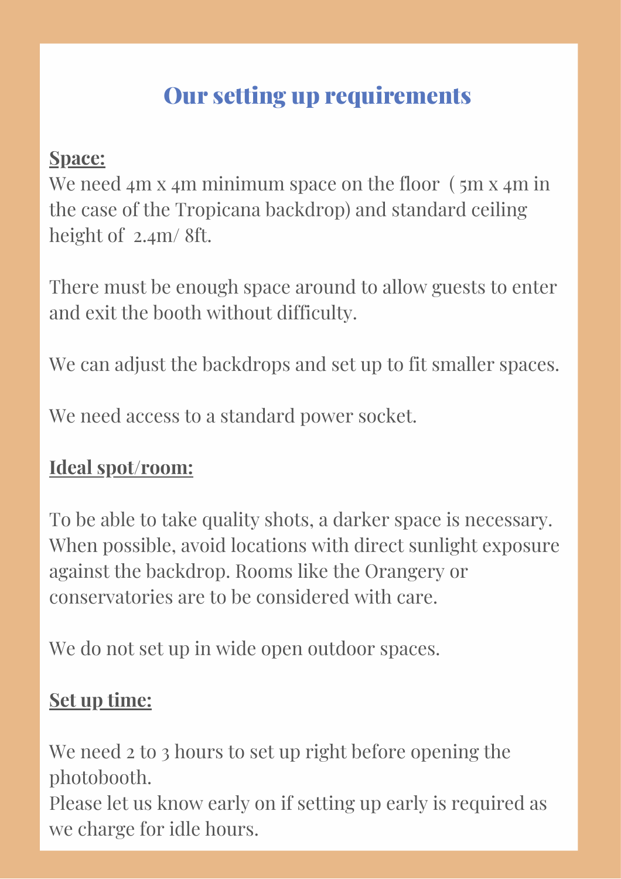# Our setting up requirements

**Space:**

We need 4m x 4m minimum space on the floor ( 5m x 4m in the case of the Tropicana backdrop) and standard ceiling height of 2.4m/ 8ft.

There must be enough space around to allow guests to enter and exit the booth without difficulty.

We can adjust the backdrops and set up to fit smaller spaces.

We need access to a standard power socket.

**Ideal spot/room:**

To be able to take quality shots, a darker space is necessary. When possible, avoid locations with direct sunlight exposure against the backdrop. Rooms like the Orangery or conservatories are to be considered with care.

We do not set up in wide open outdoor spaces.

**Set up time:**

We need 2 to 3 hours to set up right before opening the photobooth.
Please let us know early on if setting up early is required as we charge for idle hours.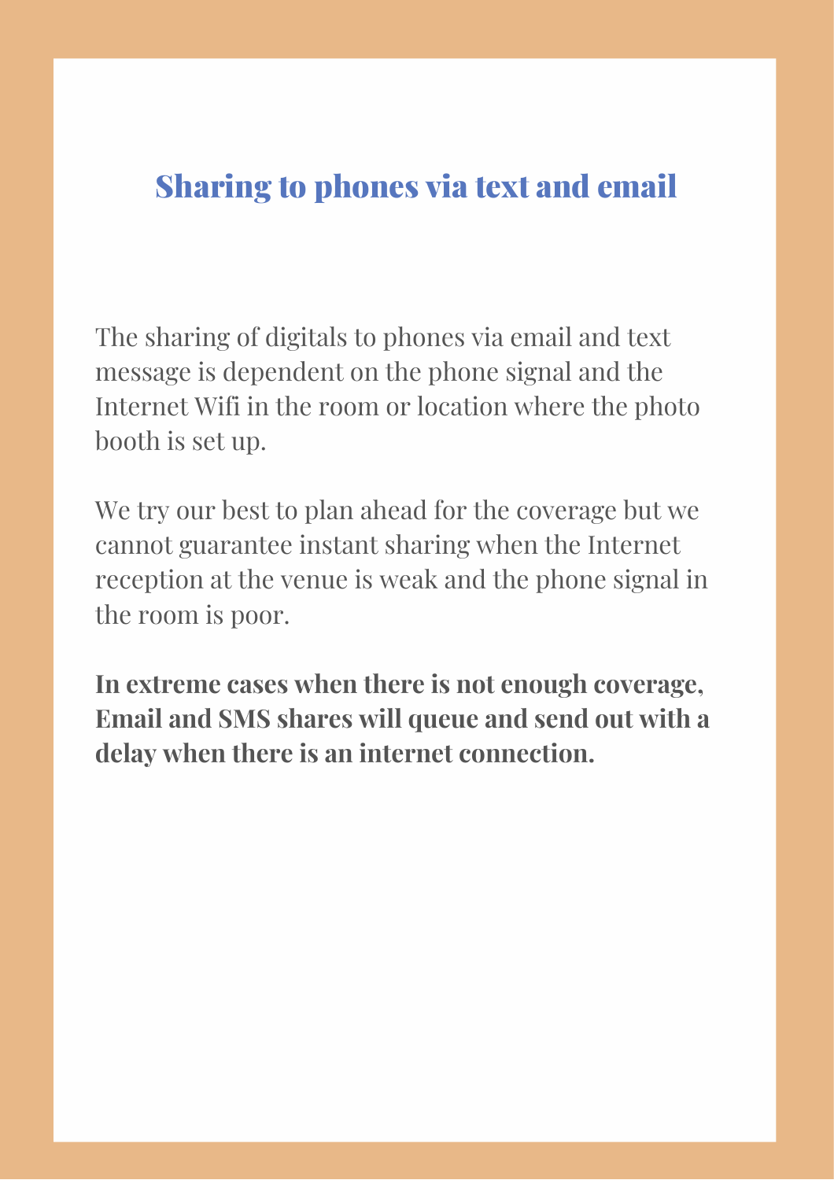## Sharing to phones via text and email

The sharing of digitals to phones via email and text message is dependent on the phone signal and the Internet Wifi in the room or location where the photo booth is set up.

We try our best to plan ahead for the coverage but we cannot guarantee instant sharing when the Internet reception at the venue is weak and the phone signal in the room is poor.

**In extreme cases when there is not enough coverage, Email and SMS shares will queue and send out with a delay when there is an internet connection.**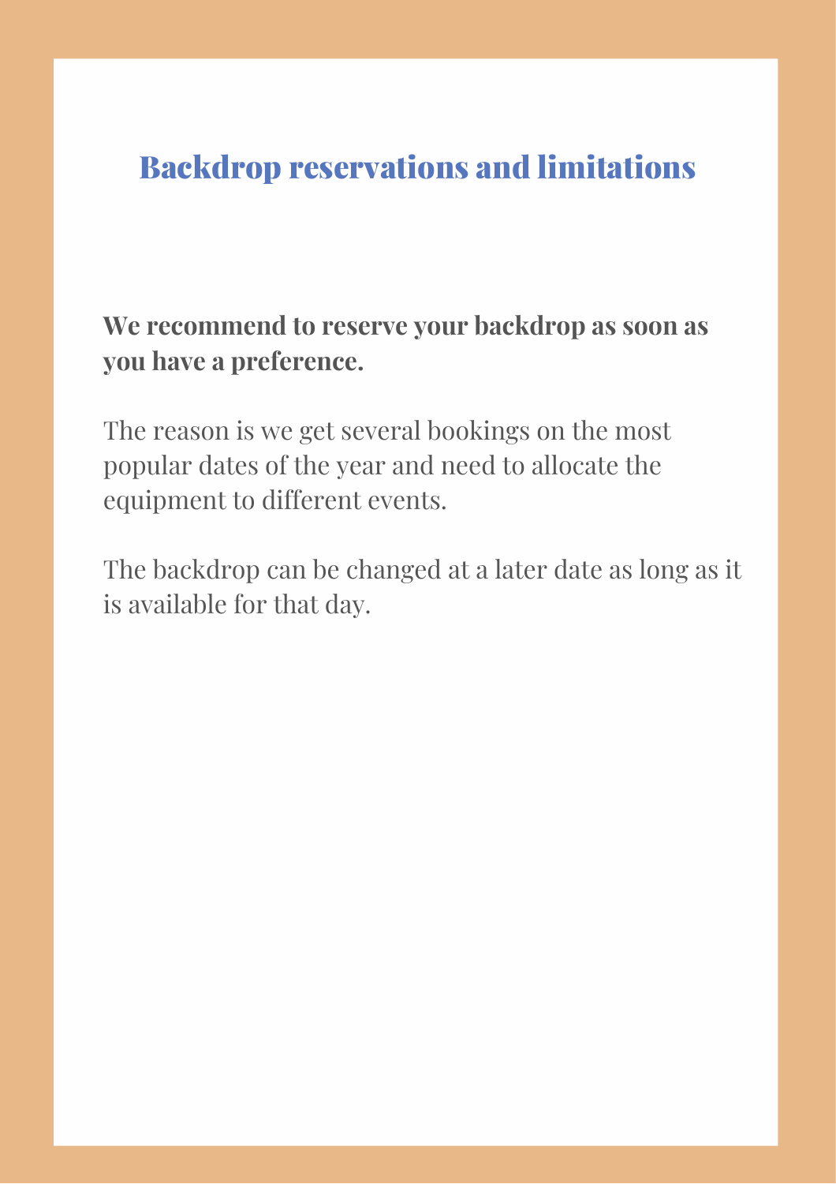# Backdrop reservations and limitations

**We recommend to reserve your backdrop as soon as you have a preference.**

The reason is we get several bookings on the most popular dates of the year and need to allocate the equipment to different events.

The backdrop can be changed at a later date as long as it is available for that day.